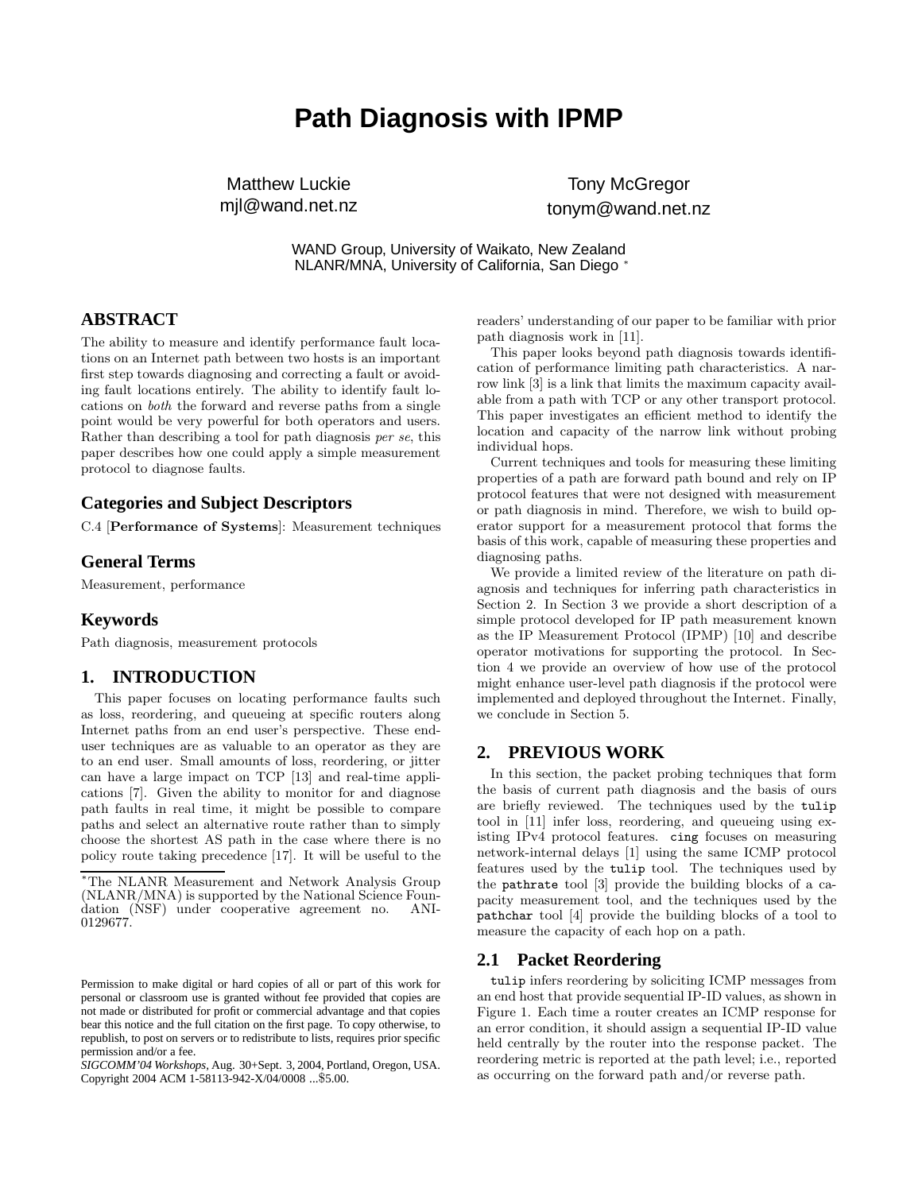# Path Diagnosis with IPMP

Matthew Luckie
mjl@wand.net.nz

Tony McGregor
tonym@wand.net.nz

WAND Group, University of Waikato, New Zealand
NLANR/MNA, University of California, San Diego [*]

## ABSTRACT

The ability to measure and identify performance fault locations on an Internet path between two hosts is an important first step towards diagnosing and correcting a fault or avoiding fault locations entirely. The ability to identify fault locations on *both* the forward and reverse paths from a single point would be very powerful for both operators and users. Rather than describing a tool for path diagnosis *per se*, this paper describes how one could apply a simple measurement protocol to diagnose faults.

## Categories and Subject Descriptors

C.4 [**Performance of Systems**]: Measurement techniques

## General Terms

Measurement, performance

## Keywords

Path diagnosis, measurement protocols

## 1. INTRODUCTION

This paper focuses on locating performance faults such as loss, reordering, and queueing at specific routers along Internet paths from an end user's perspective. These end-user techniques are as valuable to an operator as they are to an end user. Small amounts of loss, reordering, or jitter can have a large impact on TCP [13] and real-time applications [7]. Given the ability to monitor for and diagnose path faults in real time, it might be possible to compare paths and select an alternative route rather than to simply choose the shortest AS path in the case where there is no policy route taking precedence [17]. It will be useful to the readers' understanding of our paper to be familiar with prior path diagnosis work in [11].

This paper looks beyond path diagnosis towards identification of performance limiting path characteristics. A narrow link [3] is a link that limits the maximum capacity available from a path with TCP or any other transport protocol. This paper investigates an efficient method to identify the location and capacity of the narrow link without probing individual hops.

Current techniques and tools for measuring these limiting properties of a path are forward path bound and rely on IP protocol features that were not designed with measurement or path diagnosis in mind. Therefore, we wish to build operator support for a measurement protocol that forms the basis of this work, capable of measuring these properties and diagnosing paths.

We provide a limited review of the literature on path diagnosis and techniques for inferring path characteristics in Section 2. In Section 3 we provide a short description of a simple protocol developed for IP path measurement known as the IP Measurement Protocol (IPMP) [10] and describe operator motivations for supporting the protocol. In Section 4 we provide an overview of how use of the protocol might enhance user-level path diagnosis if the protocol were implemented and deployed throughout the Internet. Finally, we conclude in Section 5.

## 2. PREVIOUS WORK

In this section, the packet probing techniques that form the basis of current path diagnosis and the basis of ours are briefly reviewed. The techniques used by the `tulip` tool in [11] infer loss, reordering, and queueing using existing IPv4 protocol features. `cing` focuses on measuring network-internal delays [1] using the same ICMP protocol features used by the `tulip` tool. The techniques used by the `pathrate` tool [3] provide the building blocks of a capacity measurement tool, and the techniques used by the `pathchar` tool [4] provide the building blocks of a tool to measure the capacity of each hop on a path.

### 2.1 Packet Reordering

`tulip` infers reordering by soliciting ICMP messages from an end host that provide sequential IP-ID values, as shown in Figure 1. Each time a router creates an ICMP response for an error condition, it should assign a sequential IP-ID value held centrally by the router into the response packet. The reordering metric is reported at the path level; i.e., reported as occurring on the forward path and/or reverse path.

[*]The NLANR Measurement and Network Analysis Group (NLANR/MNA) is supported by the National Science Foundation (NSF) under cooperative agreement no. ANI-0129677.

Permission to make digital or hard copies of all or part of this work for personal or classroom use is granted without fee provided that copies are not made or distributed for profit or commercial advantage and that copies bear this notice and the full citation on the first page. To copy otherwise, to republish, to post on servers or to redistribute to lists, requires prior specific permission and/or a fee.
*SIGCOMM'04 Workshops*, Aug. 30+Sept. 3, 2004, Portland, Oregon, USA.
Copyright 2004 ACM 1-58113-942-X/04/0008 ...$5.00.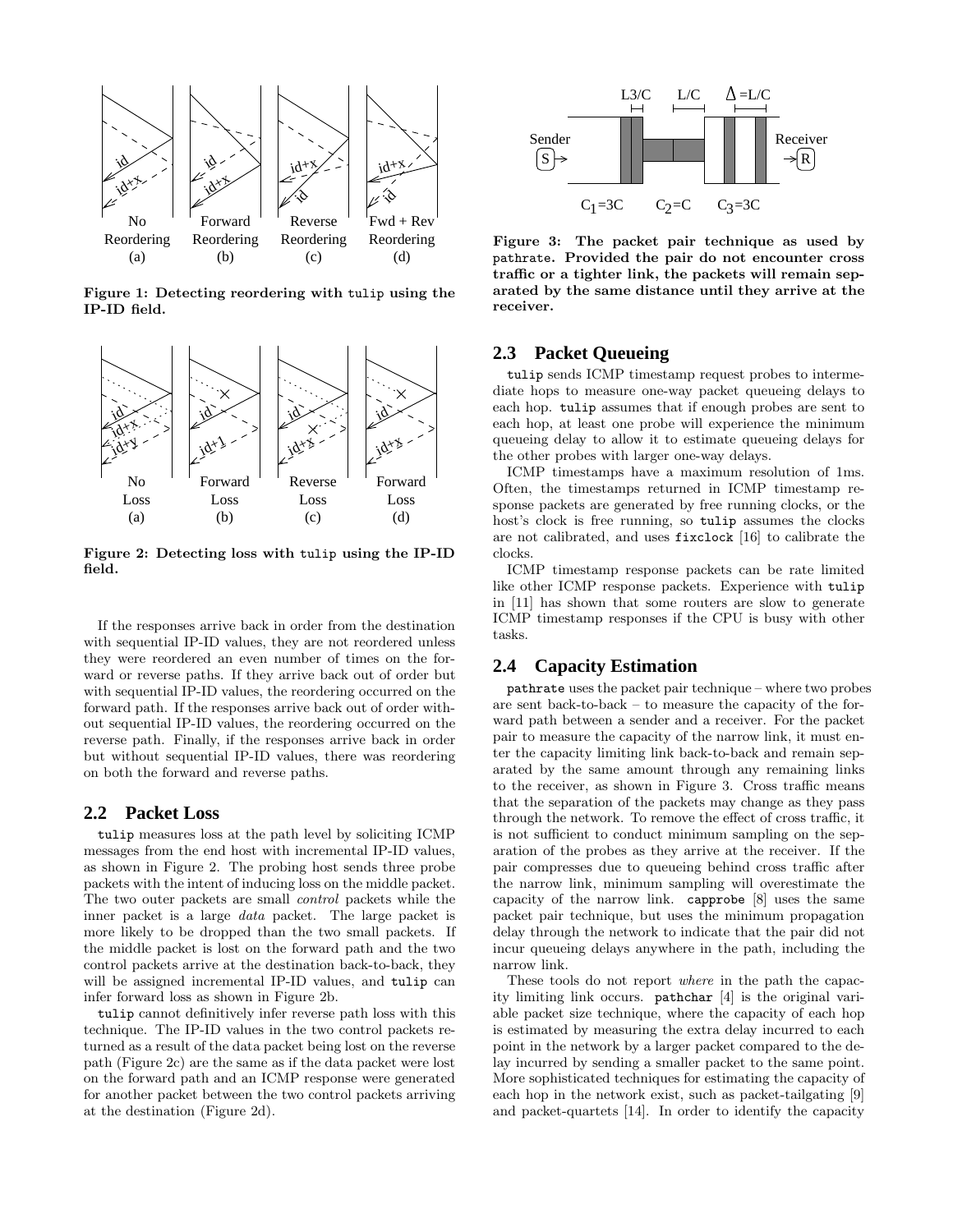Figure 1: Detecting reordering with `tulip` using the IP-ID field.

Figure 2: Detecting loss with `tulip` using the IP-ID field.

If the responses arrive back in order from the destination with sequential IP-ID values, they are not reordered unless they were reordered an even number of times on the forward or reverse paths. If they arrive back out of order but with sequential IP-ID values, the reordering occurred on the forward path. If the responses arrive back out of order without sequential IP-ID values, the reordering occurred on the reverse path. Finally, if the responses arrive back in order but without sequential IP-ID values, there was reordering on both the forward and reverse paths.

## 2.2 Packet Loss

`tulip` measures loss at the path level by soliciting ICMP messages from the end host with incremental IP-ID values, as shown in Figure 2. The probing host sends three probe packets with the intent of inducing loss on the middle packet. The two outer packets are small *control* packets while the inner packet is a large *data* packet. The large packet is more likely to be dropped than the two small packets. If the middle packet is lost on the forward path and the two control packets arrive at the destination back-to-back, they will be assigned incremental IP-ID values, and `tulip` can infer forward loss as shown in Figure 2b.

`tulip` cannot definitively infer reverse path loss with this technique. The IP-ID values in the two control packets returned as a result of the data packet being lost on the reverse path (Figure 2c) are the same as if the data packet were lost on the forward path and an ICMP response were generated for another packet between the two control packets arriving at the destination (Figure 2d).

Figure 3: The packet pair technique as used by `pathrate`. Provided the pair do not encounter cross traffic or a tighter link, the packets will remain separated by the same distance until they arrive at the receiver.

## 2.3 Packet Queueing

`tulip` sends ICMP timestamp request probes to intermediate hops to measure one-way packet queueing delays to each hop. `tulip` assumes that if enough probes are sent to each hop, at least one probe will experience the minimum queueing delay to allow it to estimate queueing delays for the other probes with larger one-way delays.

ICMP timestamps have a maximum resolution of 1ms. Often, the timestamps returned in ICMP timestamp response packets are generated by free running clocks, or the host's clock is free running, so `tulip` assumes the clocks are not calibrated, and uses `fixclock` [16] to calibrate the clocks.

ICMP timestamp response packets can be rate limited like other ICMP response packets. Experience with `tulip` in [11] has shown that some routers are slow to generate ICMP timestamp responses if the CPU is busy with other tasks.

## 2.4 Capacity Estimation

`pathrate` uses the packet pair technique – where two probes are sent back-to-back – to measure the capacity of the forward path between a sender and a receiver. For the packet pair to measure the capacity of the narrow link, it must enter the capacity limiting link back-to-back and remain separated by the same amount through any remaining links to the receiver, as shown in Figure 3. Cross traffic means that the separation of the packets may change as they pass through the network. To remove the effect of cross traffic, it is not sufficient to conduct minimum sampling on the separation of the probes as they arrive at the receiver. If the pair compresses due to queueing behind cross traffic after the narrow link, minimum sampling will overestimate the capacity of the narrow link. `capprobe` [8] uses the same packet pair technique, but uses the minimum propagation delay through the network to indicate that the pair did not incur queueing delays anywhere in the path, including the narrow link.

These tools do not report *where* in the path the capacity limiting link occurs. `pathchar` [4] is the original variable packet size technique, where the capacity of each hop is estimated by measuring the extra delay incurred to each point in the network by a larger packet compared to the delay incurred by sending a smaller packet to the same point. More sophisticated techniques for estimating the capacity of each hop in the network exist, such as packet-tailgating [9] and packet-quartets [14]. In order to identify the capacity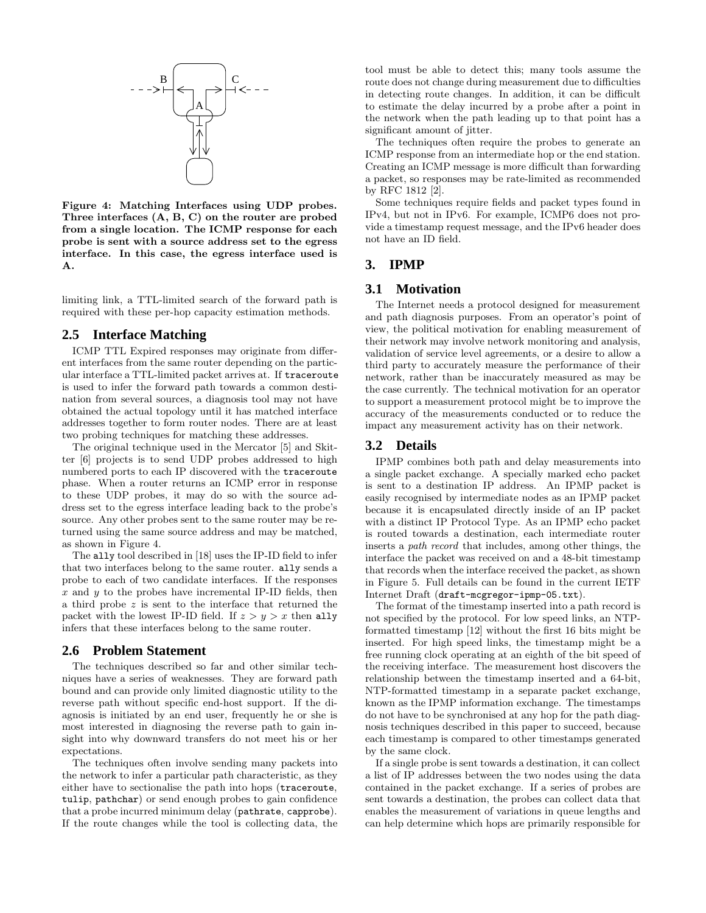Figure 4: Matching Interfaces using UDP probes. Three interfaces (A, B, C) on the router are probed from a single location. The ICMP response for each probe is sent with a source address set to the egress interface. In this case, the egress interface used is A.

limiting link, a TTL-limited search of the forward path is required with these per-hop capacity estimation methods.

## 2.5 Interface Matching

ICMP TTL Expired responses may originate from different interfaces from the same router depending on the particular interface a TTL-limited packet arrives at. If `traceroute` is used to infer the forward path towards a common destination from several sources, a diagnosis tool may not have obtained the actual topology until it has matched interface addresses together to form router nodes. There are at least two probing techniques for matching these addresses.

The original technique used in the Mercator [5] and Skitter [6] projects is to send UDP probes addressed to high numbered ports to each IP discovered with the `traceroute` phase. When a router returns an ICMP error in response to these UDP probes, it may do so with the source address set to the egress interface leading back to the probe's source. Any other probes sent to the same router may be returned using the same source address and may be matched, as shown in Figure 4.

The `ally` tool described in [18] uses the IP-ID field to infer that two interfaces belong to the same router. `ally` sends a probe to each of two candidate interfaces. If the responses $x$ and $y$ to the probes have incremental IP-ID fields, then a third probe $z$ is sent to the interface that returned the packet with the lowest IP-ID field. If $z > y > x$ then `ally` infers that these interfaces belong to the same router.

## 2.6 Problem Statement

The techniques described so far and other similar techniques have a series of weaknesses. They are forward path bound and can provide only limited diagnostic utility to the reverse path without specific end-host support. If the diagnosis is initiated by an end user, frequently he or she is most interested in diagnosing the reverse path to gain insight into why downward transfers do not meet his or her expectations.

The techniques often involve sending many packets into the network to infer a particular path characteristic, as they either have to sectionalise the path into hops (`traceroute`, `tulip`, `pathchar`) or send enough probes to gain confidence that a probe incurred minimum delay (`pathrate`, `capprobe`). If the route changes while the tool is collecting data, the tool must be able to detect this; many tools assume the route does not change during measurement due to difficulties in detecting route changes. In addition, it can be difficult to estimate the delay incurred by a probe after a point in the network when the path leading up to that point has a significant amount of jitter.

The techniques often require the probes to generate an ICMP response from an intermediate hop or the end station. Creating an ICMP message is more difficult than forwarding a packet, so responses may be rate-limited as recommended by RFC 1812 [2].

Some techniques require fields and packet types found in IPv4, but not in IPv6. For example, ICMP6 does not provide a timestamp request message, and the IPv6 header does not have an ID field.

# 3. IPMP

## 3.1 Motivation

The Internet needs a protocol designed for measurement and path diagnosis purposes. From an operator's point of view, the political motivation for enabling measurement of their network may involve network monitoring and analysis, validation of service level agreements, or a desire to allow a third party to accurately measure the performance of their network, rather than be inaccurately measured as may be the case currently. The technical motivation for an operator to support a measurement protocol might be to improve the accuracy of the measurements conducted or to reduce the impact any measurement activity has on their network.

## 3.2 Details

IPMP combines both path and delay measurements into a single packet exchange. A specially marked echo packet is sent to a destination IP address. An IPMP packet is easily recognised by intermediate nodes as an IPMP packet because it is encapsulated directly inside of an IP packet with a distinct IP Protocol Type. As an IPMP echo packet is routed towards a destination, each intermediate router inserts a *path record* that includes, among other things, the interface the packet was received on and a 48-bit timestamp that records when the interface received the packet, as shown in Figure 5. Full details can be found in the current IETF Internet Draft (`draft-mcgregor-ipmp-05.txt`).

The format of the timestamp inserted into a path record is not specified by the protocol. For low speed links, an NTP-formatted timestamp [12] without the first 16 bits might be inserted. For high speed links, the timestamp might be a free running clock operating at an eighth of the bit speed of the receiving interface. The measurement host discovers the relationship between the timestamp inserted and a 64-bit, NTP-formatted timestamp in a separate packet exchange, known as the IPMP information exchange. The timestamps do not have to be synchronised at any hop for the path diagnosis techniques described in this paper to succeed, because each timestamp is compared to other timestamps generated by the same clock.

If a single probe is sent towards a destination, it can collect a list of IP addresses between the two nodes using the data contained in the packet exchange. If a series of probes are sent towards a destination, the probes can collect data that enables the measurement of variations in queue lengths and can help determine which hops are primarily responsible for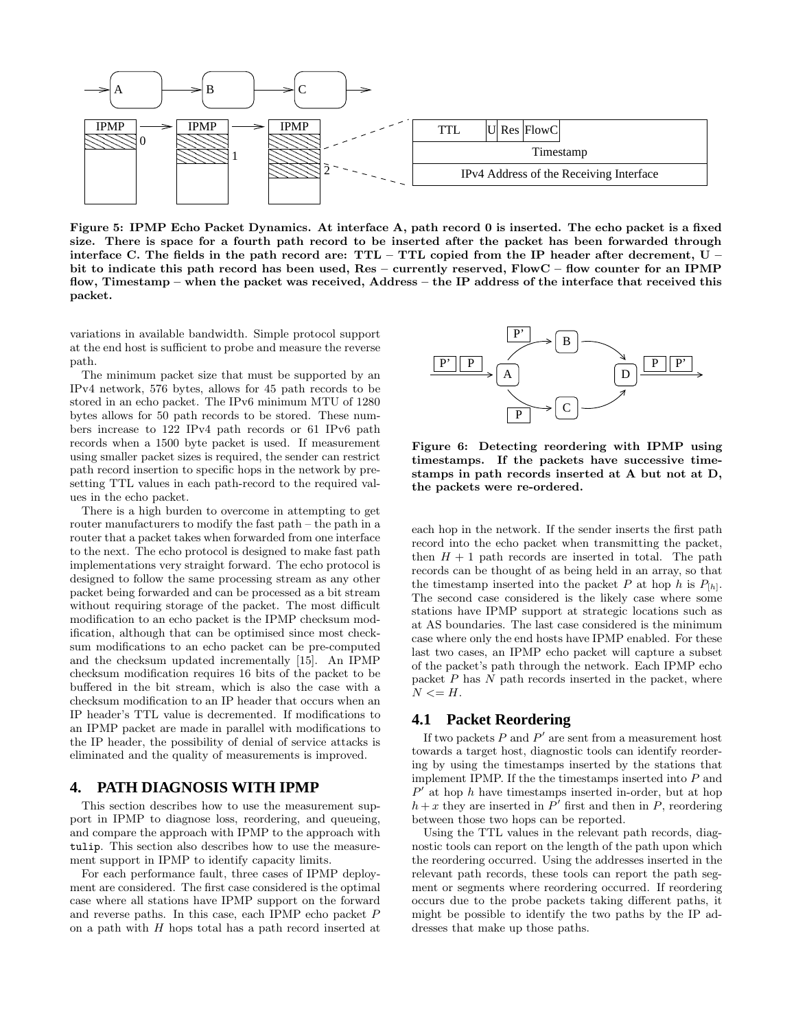A → B → C

IPMP 0 | IPMP 1 | IPMP 2

TTL | U | Res | FlowC
Timestamp
IPv4 Address of the Receiving Interface

**Figure 5: IPMP Echo Packet Dynamics. At interface A, path record 0 is inserted. The echo packet is a fixed size. There is space for a fourth path record to be inserted after the packet has been forwarded through interface C. The fields in the path record are: TTL – TTL copied from the IP header after decrement, U – bit to indicate this path record has been used, Res – currently reserved, FlowC – flow counter for an IPMP flow, Timestamp – when the packet was received, Address – the IP address of the interface that received this packet.**

variations in available bandwidth. Simple protocol support at the end host is sufficient to probe and measure the reverse path.

The minimum packet size that must be supported by an IPv4 network, 576 bytes, allows for 45 path records to be stored in an echo packet. The IPv6 minimum MTU of 1280 bytes allows for 50 path records to be stored. These numbers increase to 122 IPv4 path records or 61 IPv6 path records when a 1500 byte packet is used. If measurement using smaller packet sizes is required, the sender can restrict path record insertion to specific hops in the network by presetting TTL values in each path-record to the required values in the echo packet.

There is a high burden to overcome in attempting to get router manufacturers to modify the fast path – the path in a router that a packet takes when forwarded from one interface to the next. The echo protocol is designed to make fast path implementations very straight forward. The echo protocol is designed to follow the same processing stream as any other packet being forwarded and can be processed as a bit stream without requiring storage of the packet. The most difficult modification to an echo packet is the IPMP checksum modification, although that can be optimised since most checksum modifications to an echo packet can be pre-computed and the checksum updated incrementally [15]. An IPMP checksum modification requires 16 bits of the packet to be buffered in the bit stream, which is also the case with a checksum modification to an IP header that occurs when an IP header's TTL value is decremented. If modifications to an IPMP packet are made in parallel with modifications to the IP header, the possibility of denial of service attacks is eliminated and the quality of measurements is improved.

## 4. PATH DIAGNOSIS WITH IPMP

This section describes how to use the measurement support in IPMP to diagnose loss, reordering, and queueing, and compare the approach with IPMP to the approach with `tulip`. This section also describes how to use the measurement support in IPMP to identify capacity limits.

For each performance fault, three cases of IPMP deployment are considered. The first case considered is the optimal case where all stations have IPMP support on the forward and reverse paths. In this case, each IPMP echo packet $P$ on a path with $H$ hops total has a path record inserted at each hop in the network. If the sender inserts the first path record into the echo packet when transmitting the packet, then $H + 1$ path records are inserted in total. The path records can be thought of as being held in an array, so that the timestamp inserted into the packet $P$ at hop $h$ is $P_{[h]}$. The second case considered is the likely case where some stations have IPMP support at strategic locations such as at AS boundaries. The last case considered is the minimum case where only the end hosts have IPMP enabled. For these last two cases, an IPMP echo packet will capture a subset of the packet's path through the network. Each IPMP echo packet $P$ has $N$ path records inserted in the packet, where $N <= H$.

P' P → A → B (P') / C (P) → D → P P'

**Figure 6: Detecting reordering with IPMP using timestamps. If the packets have successive timestamps in path records inserted at A but not at D, the packets were re-ordered.**

### 4.1 Packet Reordering

If two packets $P$ and $P'$ are sent from a measurement host towards a target host, diagnostic tools can identify reordering by using the timestamps inserted by the stations that implement IPMP. If the the timestamps inserted into $P$ and $P'$ at hop $h$ have timestamps inserted in-order, but at hop $h + x$ they are inserted in $P'$ first and then in $P$, reordering between those two hops can be reported.

Using the TTL values in the relevant path records, diagnostic tools can report on the length of the path upon which the reordering occurred. Using the addresses inserted in the relevant path records, these tools can report the path segment or segments where reordering occurred. If reordering occurs due to the probe packets taking different paths, it might be possible to identify the two paths by the IP addresses that make up those paths.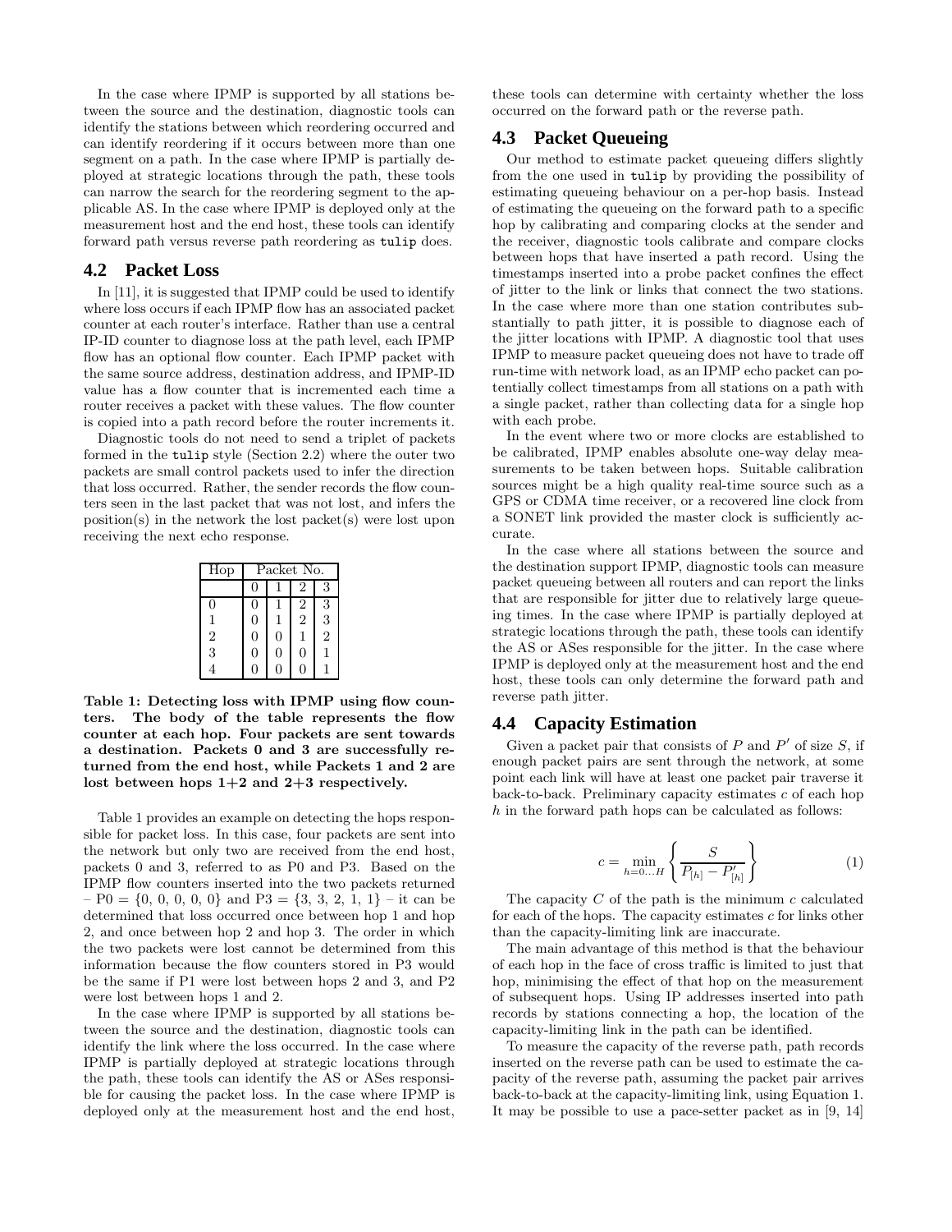In the case where IPMP is supported by all stations between the source and the destination, diagnostic tools can identify the stations between which reordering occurred and can identify reordering if it occurs between more than one segment on a path. In the case where IPMP is partially deployed at strategic locations through the path, these tools can narrow the search for the reordering segment to the applicable AS. In the case where IPMP is deployed only at the measurement host and the end host, these tools can identify forward path versus reverse path reordering as tulip does.

## 4.2 Packet Loss

In [11], it is suggested that IPMP could be used to identify where loss occurs if each IPMP flow has an associated packet counter at each router's interface. Rather than use a central IP-ID counter to diagnose loss at the path level, each IPMP flow has an optional flow counter. Each IPMP packet with the same source address, destination address, and IPMP-ID value has a flow counter that is incremented each time a router receives a packet with these values. The flow counter is copied into a path record before the router increments it.

Diagnostic tools do not need to send a triplet of packets formed in the tulip style (Section 2.2) where the outer two packets are small control packets used to infer the direction that loss occurred. Rather, the sender records the flow counters seen in the last packet that was not lost, and infers the position(s) in the network the lost packet(s) were lost upon receiving the next echo response.

| Hop | Packet No. | | | |
|---|---|---|---|---|
| | 0 | 1 | 2 | 3 |
| 0 | 0 | 1 | 2 | 3 |
| 1 | 0 | 1 | 2 | 3 |
| 2 | 0 | 0 | 1 | 2 |
| 3 | 0 | 0 | 0 | 1 |
| 4 | 0 | 0 | 0 | 1 |

**Table 1: Detecting loss with IPMP using flow counters. The body of the table represents the flow counter at each hop. Four packets are sent towards a destination. Packets 0 and 3 are successfully returned from the end host, while Packets 1 and 2 are lost between hops 1+2 and 2+3 respectively.**

Table 1 provides an example on detecting the hops responsible for packet loss. In this case, four packets are sent into the network but only two are received from the end host, packets 0 and 3, referred to as P0 and P3. Based on the IPMP flow counters inserted into the two packets returned – P0 = {0, 0, 0, 0, 0} and P3 = {3, 3, 2, 1, 1} – it can be determined that loss occurred once between hop 1 and hop 2, and once between hop 2 and hop 3. The order in which the two packets were lost cannot be determined from this information because the flow counters stored in P3 would be the same if P1 were lost between hops 2 and 3, and P2 were lost between hops 1 and 2.

In the case where IPMP is supported by all stations between the source and the destination, diagnostic tools can identify the link where the loss occurred. In the case where IPMP is partially deployed at strategic locations through the path, these tools can identify the AS or ASes responsible for causing the packet loss. In the case where IPMP is deployed only at the measurement host and the end host, these tools can determine with certainty whether the loss occurred on the forward path or the reverse path.

## 4.3 Packet Queueing

Our method to estimate packet queueing differs slightly from the one used in tulip by providing the possibility of estimating queueing behaviour on a per-hop basis. Instead of estimating the queueing on the forward path to a specific hop by calibrating and comparing clocks at the sender and the receiver, diagnostic tools calibrate and compare clocks between hops that have inserted a path record. Using the timestamps inserted into a probe packet confines the effect of jitter to the link or links that connect the two stations. In the case where more than one station contributes substantially to path jitter, it is possible to diagnose each of the jitter locations with IPMP. A diagnostic tool that uses IPMP to measure packet queueing does not have to trade off run-time with network load, as an IPMP echo packet can potentially collect timestamps from all stations on a path with a single packet, rather than collecting data for a single hop with each probe.

In the event where two or more clocks are established to be calibrated, IPMP enables absolute one-way delay measurements to be taken between hops. Suitable calibration sources might be a high quality real-time source such as a GPS or CDMA time receiver, or a recovered line clock from a SONET link provided the master clock is sufficiently accurate.

In the case where all stations between the source and the destination support IPMP, diagnostic tools can measure packet queueing between all routers and can report the links that are responsible for jitter due to relatively large queueing times. In the case where IPMP is partially deployed at strategic locations through the path, these tools can identify the AS or ASes responsible for the jitter. In the case where IPMP is deployed only at the measurement host and the end host, these tools can only determine the forward path and reverse path jitter.

## 4.4 Capacity Estimation

Given a packet pair that consists of $P$ and $P'$ of size $S$, if enough packet pairs are sent through the network, at some point each link will have at least one packet pair traverse it back-to-back. Preliminary capacity estimates $c$ of each hop $h$ in the forward path hops can be calculated as follows:

$$c = \min_{h=0 \ldots H} \left\{ \frac{S}{P_{[h]} - P'_{[h]}} \right\} \tag{1}$$

The capacity $C$ of the path is the minimum $c$ calculated for each of the hops. The capacity estimates $c$ for links other than the capacity-limiting link are inaccurate.

The main advantage of this method is that the behaviour of each hop in the face of cross traffic is limited to just that hop, minimising the effect of that hop on the measurement of subsequent hops. Using IP addresses inserted into path records by stations connecting a hop, the location of the capacity-limiting link in the path can be identified.

To measure the capacity of the reverse path, path records inserted on the reverse path can be used to estimate the capacity of the reverse path, assuming the packet pair arrives back-to-back at the capacity-limiting link, using Equation 1. It may be possible to use a pace-setter packet as in [9, 14]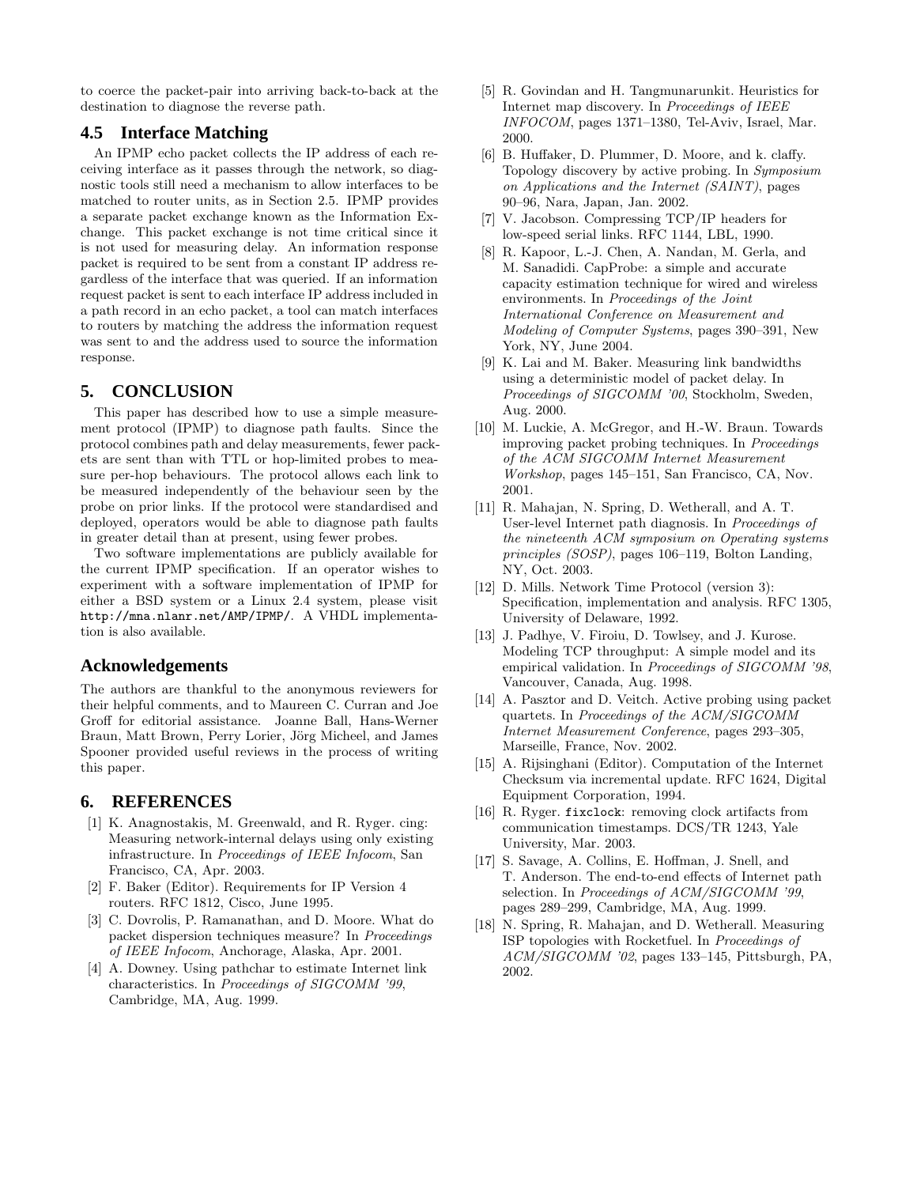to coerce the packet-pair into arriving back-to-back at the destination to diagnose the reverse path.

### 4.5 Interface Matching

An IPMP echo packet collects the IP address of each receiving interface as it passes through the network, so diagnostic tools still need a mechanism to allow interfaces to be matched to router units, as in Section 2.5. IPMP provides a separate packet exchange known as the Information Exchange. This packet exchange is not time critical since it is not used for measuring delay. An information response packet is required to be sent from a constant IP address regardless of the interface that was queried. If an information request packet is sent to each interface IP address included in a path record in an echo packet, a tool can match interfaces to routers by matching the address the information request was sent to and the address used to source the information response.

## 5. CONCLUSION

This paper has described how to use a simple measurement protocol (IPMP) to diagnose path faults. Since the protocol combines path and delay measurements, fewer packets are sent than with TTL or hop-limited probes to measure per-hop behaviours. The protocol allows each link to be measured independently of the behaviour seen by the probe on prior links. If the protocol were standardised and deployed, operators would be able to diagnose path faults in greater detail than at present, using fewer probes.

Two software implementations are publicly available for the current IPMP specification. If an operator wishes to experiment with a software implementation of IPMP for either a BSD system or a Linux 2.4 system, please visit `http://mna.nlanr.net/AMP/IPMP/`. A VHDL implementation is also available.

## Acknowledgements

The authors are thankful to the anonymous reviewers for their helpful comments, and to Maureen C. Curran and Joe Groff for editorial assistance. Joanne Ball, Hans-Werner Braun, Matt Brown, Perry Lorier, Jörg Micheel, and James Spooner provided useful reviews in the process of writing this paper.

## 6. REFERENCES

[1] K. Anagnostakis, M. Greenwald, and R. Ryger. cing: Measuring network-internal delays using only existing infrastructure. In *Proceedings of IEEE Infocom*, San Francisco, CA, Apr. 2003.

[2] F. Baker (Editor). Requirements for IP Version 4 routers. RFC 1812, Cisco, June 1995.

[3] C. Dovrolis, P. Ramanathan, and D. Moore. What do packet dispersion techniques measure? In *Proceedings of IEEE Infocom*, Anchorage, Alaska, Apr. 2001.

[4] A. Downey. Using pathchar to estimate Internet link characteristics. In *Proceedings of SIGCOMM '99*, Cambridge, MA, Aug. 1999.

[5] R. Govindan and H. Tangmunarunkit. Heuristics for Internet map discovery. In *Proceedings of IEEE INFOCOM*, pages 1371–1380, Tel-Aviv, Israel, Mar. 2000.

[6] B. Huffaker, D. Plummer, D. Moore, and k. claffy. Topology discovery by active probing. In *Symposium on Applications and the Internet (SAINT)*, pages 90–96, Nara, Japan, Jan. 2002.

[7] V. Jacobson. Compressing TCP/IP headers for low-speed serial links. RFC 1144, LBL, 1990.

[8] R. Kapoor, L.-J. Chen, A. Nandan, M. Gerla, and M. Sanadidi. CapProbe: a simple and accurate capacity estimation technique for wired and wireless environments. In *Proceedings of the Joint International Conference on Measurement and Modeling of Computer Systems*, pages 390–391, New York, NY, June 2004.

[9] K. Lai and M. Baker. Measuring link bandwidths using a deterministic model of packet delay. In *Proceedings of SIGCOMM '00*, Stockholm, Sweden, Aug. 2000.

[10] M. Luckie, A. McGregor, and H.-W. Braun. Towards improving packet probing techniques. In *Proceedings of the ACM SIGCOMM Internet Measurement Workshop*, pages 145–151, San Francisco, CA, Nov. 2001.

[11] R. Mahajan, N. Spring, D. Wetherall, and A. T. User-level Internet path diagnosis. In *Proceedings of the nineteenth ACM symposium on Operating systems principles (SOSP)*, pages 106–119, Bolton Landing, NY, Oct. 2003.

[12] D. Mills. Network Time Protocol (version 3): Specification, implementation and analysis. RFC 1305, University of Delaware, 1992.

[13] J. Padhye, V. Firoiu, D. Towlsey, and J. Kurose. Modeling TCP throughput: A simple model and its empirical validation. In *Proceedings of SIGCOMM '98*, Vancouver, Canada, Aug. 1998.

[14] A. Pasztor and D. Veitch. Active probing using packet quartets. In *Proceedings of the ACM/SIGCOMM Internet Measurement Conference*, pages 293–305, Marseille, France, Nov. 2002.

[15] A. Rijsinghani (Editor). Computation of the Internet Checksum via incremental update. RFC 1624, Digital Equipment Corporation, 1994.

[16] R. Ryger. `fixclock`: removing clock artifacts from communication timestamps. DCS/TR 1243, Yale University, Mar. 2003.

[17] S. Savage, A. Collins, E. Hoffman, J. Snell, and T. Anderson. The end-to-end effects of Internet path selection. In *Proceedings of ACM/SIGCOMM '99*, pages 289–299, Cambridge, MA, Aug. 1999.

[18] N. Spring, R. Mahajan, and D. Wetherall. Measuring ISP topologies with Rocketfuel. In *Proceedings of ACM/SIGCOMM '02*, pages 133–145, Pittsburgh, PA, 2002.